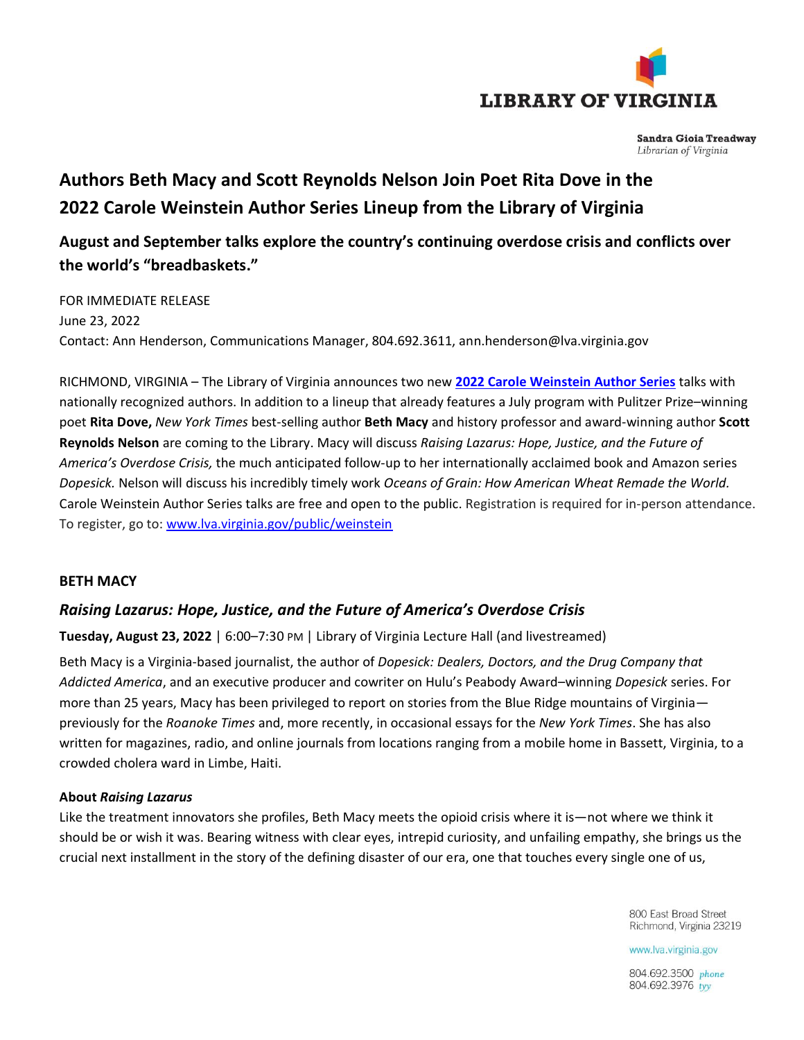LIBRARY OF VIRGINIA

Sandra Gioia Treadway
*Librarian of Virginia*

# Authors Beth Macy and Scott Reynolds Nelson Join Poet Rita Dove in the 2022 Carole Weinstein Author Series Lineup from the Library of Virginia

## August and September talks explore the country's continuing overdose crisis and conflicts over the world's "breadbaskets."

FOR IMMEDIATE RELEASE
June 23, 2022
Contact: Ann Henderson, Communications Manager, 804.692.3611, ann.henderson@lva.virginia.gov

RICHMOND, VIRGINIA – The Library of Virginia announces two new **2022 Carole Weinstein Author Series** talks with nationally recognized authors. In addition to a lineup that already features a July program with Pulitzer Prize–winning poet **Rita Dove,** *New York Times* best-selling author **Beth Macy** and history professor and award-winning author **Scott Reynolds Nelson** are coming to the Library. Macy will discuss *Raising Lazarus: Hope, Justice, and the Future of America's Overdose Crisis,* the much anticipated follow-up to her internationally acclaimed book and Amazon series *Dopesick.* Nelson will discuss his incredibly timely work *Oceans of Grain: How American Wheat Remade the World.* Carole Weinstein Author Series talks are free and open to the public. Registration is required for in-person attendance. To register, go to: www.lva.virginia.gov/public/weinstein

### BETH MACY

### *Raising Lazarus: Hope, Justice, and the Future of America's Overdose Crisis*

**Tuesday, August 23, 2022** | 6:00–7:30 PM | Library of Virginia Lecture Hall (and livestreamed)

Beth Macy is a Virginia-based journalist, the author of *Dopesick: Dealers, Doctors, and the Drug Company that Addicted America*, and an executive producer and cowriter on Hulu's Peabody Award–winning *Dopesick* series. For more than 25 years, Macy has been privileged to report on stories from the Blue Ridge mountains of Virginia—previously for the *Roanoke Times* and, more recently, in occasional essays for the *New York Times*. She has also written for magazines, radio, and online journals from locations ranging from a mobile home in Bassett, Virginia, to a crowded cholera ward in Limbe, Haiti.

**About *Raising Lazarus***

Like the treatment innovators she profiles, Beth Macy meets the opioid crisis where it is—not where we think it should be or wish it was. Bearing witness with clear eyes, intrepid curiosity, and unfailing empathy, she brings us the crucial next installment in the story of the defining disaster of our era, one that touches every single one of us,

800 East Broad Street
Richmond, Virginia 23219

www.lva.virginia.gov

804.692.3500 *phone*
804.692.3976 *tty*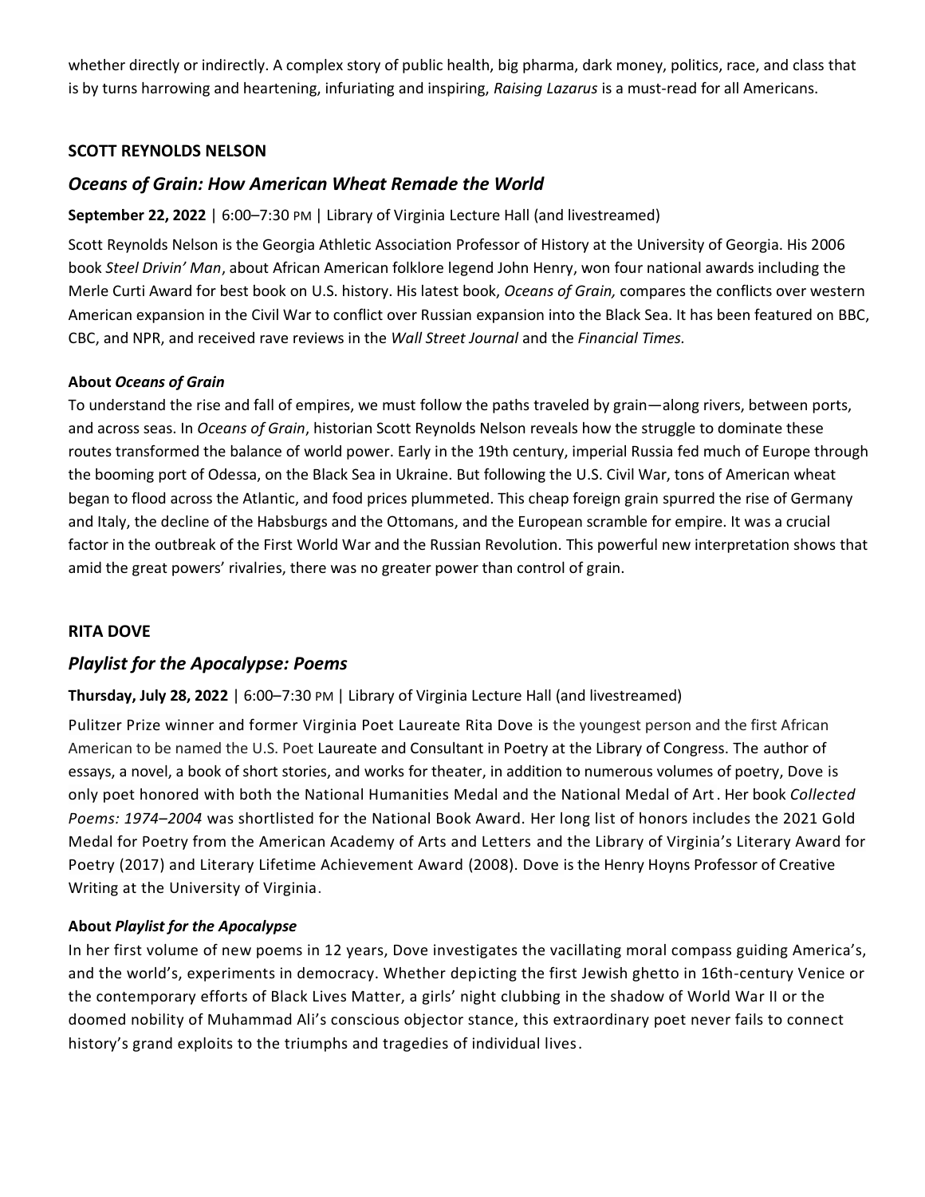whether directly or indirectly. A complex story of public health, big pharma, dark money, politics, race, and class that is by turns harrowing and heartening, infuriating and inspiring, *Raising Lazarus* is a must-read for all Americans.

#### SCOTT REYNOLDS NELSON

### *Oceans of Grain: How American Wheat Remade the World*

**September 22, 2022** | 6:00–7:30 PM | Library of Virginia Lecture Hall (and livestreamed)

Scott Reynolds Nelson is the Georgia Athletic Association Professor of History at the University of Georgia. His 2006 book *Steel Drivin' Man*, about African American folklore legend John Henry, won four national awards including the Merle Curti Award for best book on U.S. history. His latest book, *Oceans of Grain,* compares the conflicts over western American expansion in the Civil War to conflict over Russian expansion into the Black Sea. It has been featured on BBC, CBC, and NPR, and received rave reviews in the *Wall Street Journal* and the *Financial Times.*

**About *Oceans of Grain***

To understand the rise and fall of empires, we must follow the paths traveled by grain—along rivers, between ports, and across seas. In *Oceans of Grain*, historian Scott Reynolds Nelson reveals how the struggle to dominate these routes transformed the balance of world power. Early in the 19th century, imperial Russia fed much of Europe through the booming port of Odessa, on the Black Sea in Ukraine. But following the U.S. Civil War, tons of American wheat began to flood across the Atlantic, and food prices plummeted. This cheap foreign grain spurred the rise of Germany and Italy, the decline of the Habsburgs and the Ottomans, and the European scramble for empire. It was a crucial factor in the outbreak of the First World War and the Russian Revolution. This powerful new interpretation shows that amid the great powers' rivalries, there was no greater power than control of grain.

#### RITA DOVE

### *Playlist for the Apocalypse: Poems*

**Thursday, July 28, 2022** | 6:00–7:30 PM | Library of Virginia Lecture Hall (and livestreamed)

Pulitzer Prize winner and former Virginia Poet Laureate Rita Dove is the youngest person and the first African American to be named the U.S. Poet Laureate and Consultant in Poetry at the Library of Congress. The author of essays, a novel, a book of short stories, and works for theater, in addition to numerous volumes of poetry, Dove is only poet honored with both the National Humanities Medal and the National Medal of Art. Her book *Collected Poems: 1974–2004* was shortlisted for the National Book Award. Her long list of honors includes the 2021 Gold Medal for Poetry from the American Academy of Arts and Letters and the Library of Virginia's Literary Award for Poetry (2017) and Literary Lifetime Achievement Award (2008). Dove is the Henry Hoyns Professor of Creative Writing at the University of Virginia.

**About *Playlist for the Apocalypse***

In her first volume of new poems in 12 years, Dove investigates the vacillating moral compass guiding America's, and the world's, experiments in democracy. Whether depicting the first Jewish ghetto in 16th-century Venice or the contemporary efforts of Black Lives Matter, a girls' night clubbing in the shadow of World War II or the doomed nobility of Muhammad Ali's conscious objector stance, this extraordinary poet never fails to connect history's grand exploits to the triumphs and tragedies of individual lives.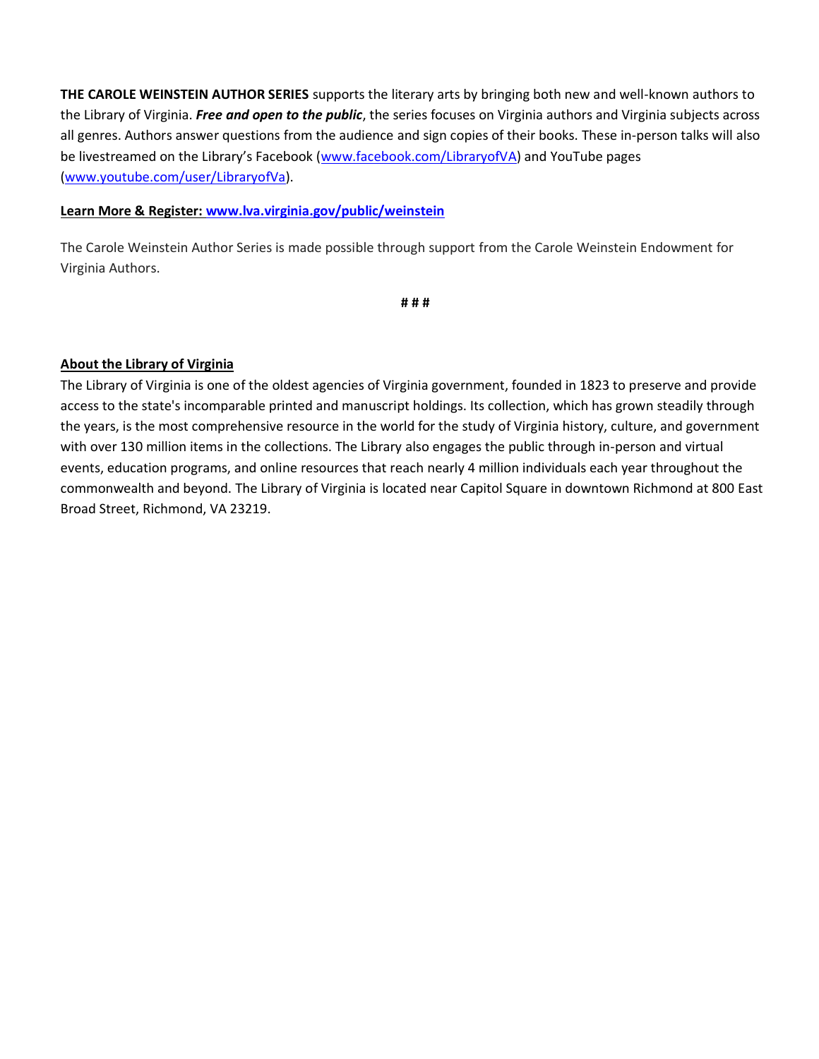**THE CAROLE WEINSTEIN AUTHOR SERIES** supports the literary arts by bringing both new and well-known authors to the Library of Virginia. ***Free and open to the public***, the series focuses on Virginia authors and Virginia subjects across all genres. Authors answer questions from the audience and sign copies of their books. These in-person talks will also be livestreamed on the Library's Facebook (www.facebook.com/LibraryofVA) and YouTube pages (www.youtube.com/user/LibraryofVa).

**Learn More & Register: www.lva.virginia.gov/public/weinstein**

The Carole Weinstein Author Series is made possible through support from the Carole Weinstein Endowment for Virginia Authors.

**# # #**

**About the Library of Virginia**

The Library of Virginia is one of the oldest agencies of Virginia government, founded in 1823 to preserve and provide access to the state's incomparable printed and manuscript holdings. Its collection, which has grown steadily through the years, is the most comprehensive resource in the world for the study of Virginia history, culture, and government with over 130 million items in the collections. The Library also engages the public through in-person and virtual events, education programs, and online resources that reach nearly 4 million individuals each year throughout the commonwealth and beyond. The Library of Virginia is located near Capitol Square in downtown Richmond at 800 East Broad Street, Richmond, VA 23219.